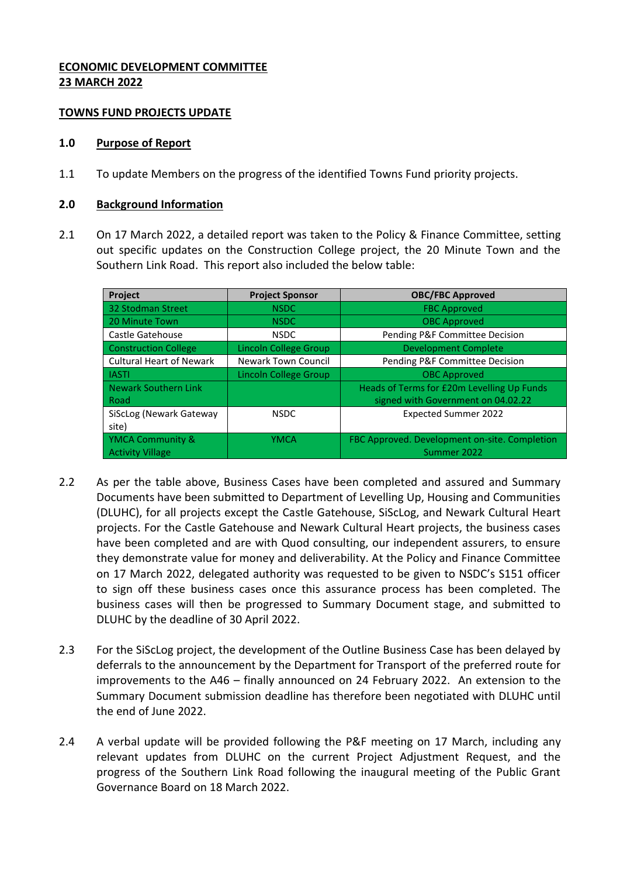**ECONOMIC DEVELOPMENT COMMITTEE**
**23 MARCH 2022**

**TOWNS FUND PROJECTS UPDATE**

## 1.0 Purpose of Report

1.1 To update Members on the progress of the identified Towns Fund priority projects.

## 2.0 Background Information

2.1 On 17 March 2022, a detailed report was taken to the Policy & Finance Committee, setting out specific updates on the Construction College project, the 20 Minute Town and the Southern Link Road. This report also included the below table:

| Project | Project Sponsor | OBC/FBC Approved |
|---|---|---|
| 32 Stodman Street | NSDC | FBC Approved |
| 20 Minute Town | NSDC | OBC Approved |
| Castle Gatehouse | NSDC | Pending P&F Committee Decision |
| Construction College | Lincoln College Group | Development Complete |
| Cultural Heart of Newark | Newark Town Council | Pending P&F Committee Decision |
| IASTI | Lincoln College Group | OBC Approved |
| Newark Southern Link Road | | Heads of Terms for £20m Levelling Up Funds signed with Government on 04.02.22 |
| SiScLog (Newark Gateway site) | NSDC | Expected Summer 2022 |
| YMCA Community & Activity Village | YMCA | FBC Approved. Development on-site. Completion Summer 2022 |

2.2 As per the table above, Business Cases have been completed and assured and Summary Documents have been submitted to Department of Levelling Up, Housing and Communities (DLUHC), for all projects except the Castle Gatehouse, SiScLog, and Newark Cultural Heart projects. For the Castle Gatehouse and Newark Cultural Heart projects, the business cases have been completed and are with Quod consulting, our independent assurers, to ensure they demonstrate value for money and deliverability. At the Policy and Finance Committee on 17 March 2022, delegated authority was requested to be given to NSDC's S151 officer to sign off these business cases once this assurance process has been completed. The business cases will then be progressed to Summary Document stage, and submitted to DLUHC by the deadline of 30 April 2022.

2.3 For the SiScLog project, the development of the Outline Business Case has been delayed by deferrals to the announcement by the Department for Transport of the preferred route for improvements to the A46 – finally announced on 24 February 2022. An extension to the Summary Document submission deadline has therefore been negotiated with DLUHC until the end of June 2022.

2.4 A verbal update will be provided following the P&F meeting on 17 March, including any relevant updates from DLUHC on the current Project Adjustment Request, and the progress of the Southern Link Road following the inaugural meeting of the Public Grant Governance Board on 18 March 2022.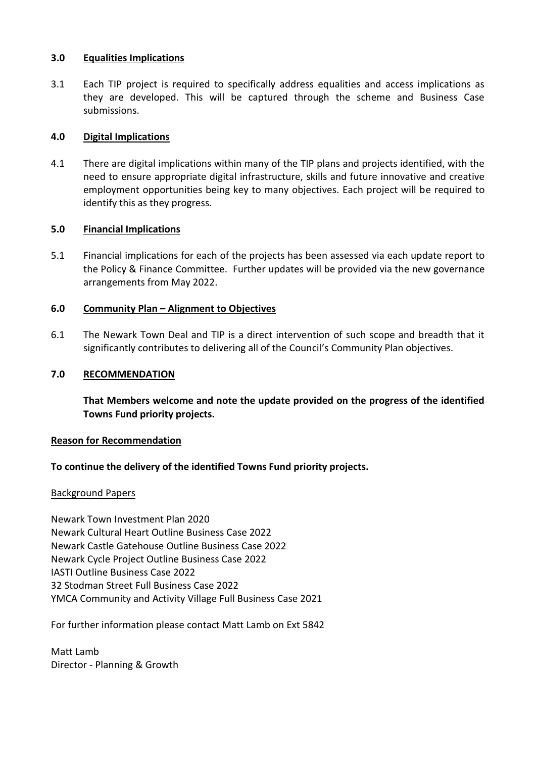## 3.0 Equalities Implications

3.1 Each TIP project is required to specifically address equalities and access implications as they are developed. This will be captured through the scheme and Business Case submissions.

## 4.0 Digital Implications

4.1 There are digital implications within many of the TIP plans and projects identified, with the need to ensure appropriate digital infrastructure, skills and future innovative and creative employment opportunities being key to many objectives. Each project will be required to identify this as they progress.

## 5.0 Financial Implications

5.1 Financial implications for each of the projects has been assessed via each update report to the Policy & Finance Committee. Further updates will be provided via the new governance arrangements from May 2022.

## 6.0 Community Plan – Alignment to Objectives

6.1 The Newark Town Deal and TIP is a direct intervention of such scope and breadth that it significantly contributes to delivering all of the Council's Community Plan objectives.

## 7.0 RECOMMENDATION

**That Members welcome and note the update provided on the progress of the identified Towns Fund priority projects.**

**Reason for Recommendation**

**To continue the delivery of the identified Towns Fund priority projects.**

Background Papers

Newark Town Investment Plan 2020
Newark Cultural Heart Outline Business Case 2022
Newark Castle Gatehouse Outline Business Case 2022
Newark Cycle Project Outline Business Case 2022
IASTI Outline Business Case 2022
32 Stodman Street Full Business Case 2022
YMCA Community and Activity Village Full Business Case 2021

For further information please contact Matt Lamb on Ext 5842

Matt Lamb
Director - Planning & Growth